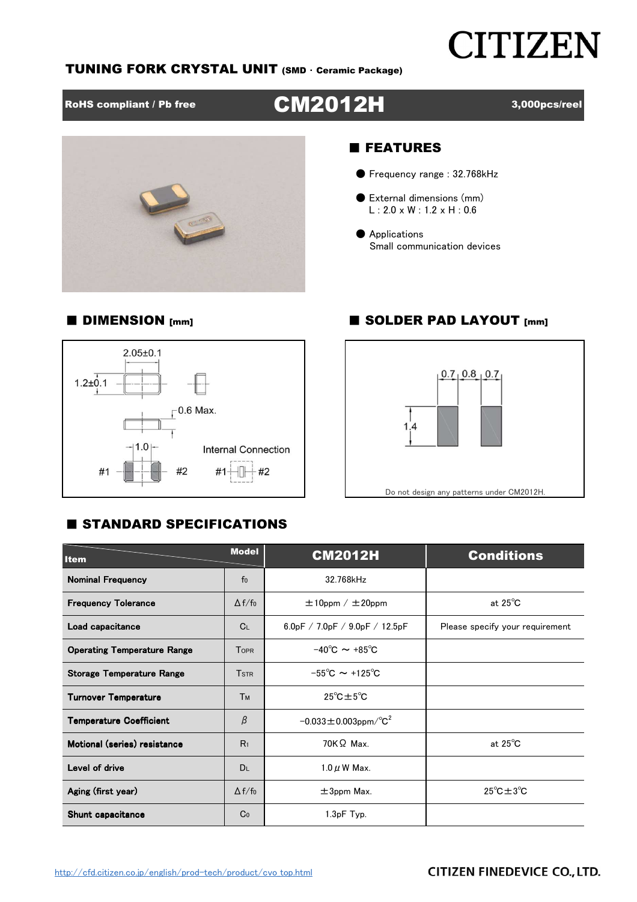CITIZEN

# TUNING FORK CRYSTAL UNIT (SMD · Ceramic Package)

**RoHS compliant / Pb free** — **CM2012H** — **3,000pcs/reel**

## ■ FEATURES

- Frequency range : 32.768kHz
- External dimensions (mm)  
  L : 2.0 x W : 1.2 x H : 0.6
- Applications  
  Small communication devices

## ■ DIMENSION [mm]

2.05±0.1

1.2±0.1

0.6 Max.

1.0

#1 #2

Internal Connection

#1 #2

## ■ SOLDER PAD LAYOUT [mm]

0.7 0.8 0.7

1.4

Do not design any patterns under CM2012H.

## ■ STANDARD SPECIFICATIONS

| Item | Model | CM2012H | Conditions |
|---|---|---|---|
| Nominal Frequency | $f_0$ | 32.768kHz | |
| Frequency Tolerance | $\Delta f/f_0$ | ±10ppm / ±20ppm | at 25℃ |
| Load capacitance | $C_L$ | 6.0pF / 7.0pF / 9.0pF / 12.5pF | Please specify your requirement |
| Operating Temperature Range | $T_{OPR}$ | −40℃ ～ +85℃ | |
| Storage Temperature Range | $T_{STR}$ | −55℃ ～ +125℃ | |
| Turnover Temperature | $T_M$ | 25℃±5℃ | |
| Temperature Coefficient | $\beta$ | −0.033±0.003ppm/$℃^2$ | |
| Motional (series) resistance | $R_1$ | 70KΩ Max. | at 25℃ |
| Level of drive | $D_L$ | 1.0μW Max. | |
| Aging (first year) | $\Delta f/f_0$ | ±3ppm Max. | 25℃±3℃ |
| Shunt capacitance | $C_0$ | 1.3pF Typ. | |

http://cfd.citizen.co.jp/english/prod-tech/product/cvo_top.html

CITIZEN FINEDEVICE CO., LTD.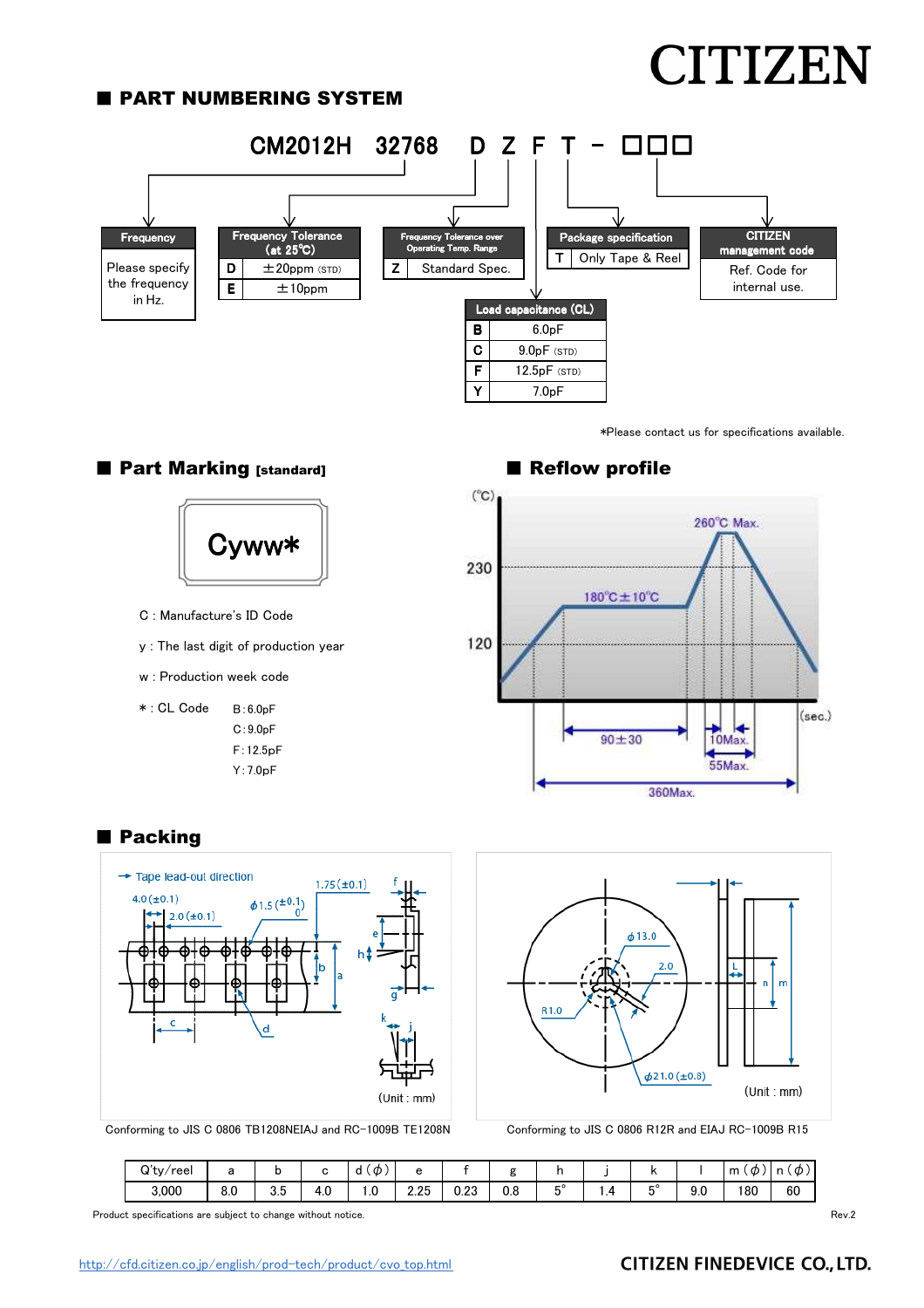CITIZEN

## ■ PART NUMBERING SYSTEM

CM2012H 32768 D Z F T - □□□

**Frequency**

Please specify the frequency in Hz.

**Frequency Tolerance (at 25℃)**

| | |
|---|---|
| D | ±20ppm (STD) |
| E | ±10ppm |

**Frequency Tolerance over Operating Temp. Range**

| | |
|---|---|
| Z | Standard Spec. |

**Package specification**

| | |
|---|---|
| T | Only Tape & Reel |

**CITIZEN management code**

Ref. Code for internal use.

**Load capacitance (CL)**

| | |
|---|---|
| B | 6.0pF |
| C | 9.0pF (STD) |
| F | 12.5pF (STD) |
| Y | 7.0pF |

*Please contact us for specifications available.

## ■ Part Marking [standard]

Cyww*

C : Manufacture's ID Code

y : The last digit of production year

w : Production week code

* : CL Code
B : 6.0pF
C : 9.0pF
F : 12.5pF
Y : 7.0pF

## ■ Reflow profile

(℃)
230
120
260℃ Max.
180℃±10℃
(sec.)
90±30
10Max.
55Max.
360Max.

## ■ Packing

Tape lead-out direction
4.0(±0.1)
2.0(±0.1)
φ1.5 (+0.1 / 0)
1.75(±0.1)
a b c d e f g h j k
(Unit : mm)

Conforming to JIS C 0806 TB1208NEIAJ and RC-1009B TE1208N

φ13.0
2.0
R1.0
φ21.0(±0.8)
L n m
(Unit : mm)

Conforming to JIS C 0806 R12R and EIAJ RC-1009B R15

| Q'ty/reel | a | b | c | d (φ) | e | f | g | h | j | k | l | m (φ) | n (φ) |
|---|---|---|---|---|---|---|---|---|---|---|---|---|---|
| 3,000 | 8.0 | 3.5 | 4.0 | 1.0 | 2.25 | 0.23 | 0.8 | 5° | 1.4 | 5° | 9.0 | 180 | 60 |

Product specifications are subject to change without notice.

Rev.2

http://cfd.citizen.co.jp/english/prod-tech/product/cvo_top.html

CITIZEN FINEDEVICE CO., LTD.